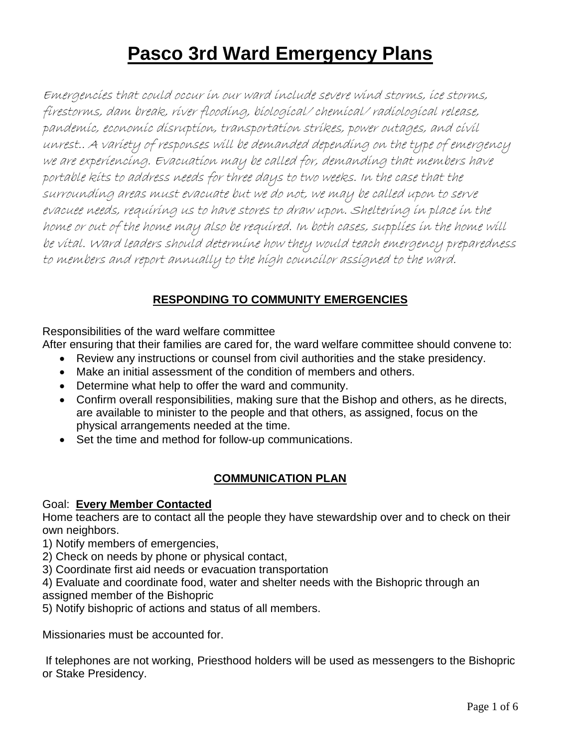# Pasco 3rd Ward Emergency Plans

*Emergencies that could occur in our ward include severe wind storms, ice storms, firestorms, dam break, river flooding, biological/ chemical/ radiological release, pandemic, economic disruption, transportation strikes, power outages, and civil unrest.. A variety of responses will be demanded depending on the type of emergency we are experiencing. Evacuation may be called for, demanding that members have portable kits to address needs for three days to two weeks. In the case that the surrounding areas must evacuate but we do not, we may be called upon to serve evacuee needs, requiring us to have stores to draw upon. Sheltering in place in the home or out of the home may also be required. In both cases, supplies in the home will be vital. Ward leaders should determine how they would teach emergency preparedness to members and report annually to the high councilor assigned to the ward.*

## RESPONDING TO COMMUNITY EMERGENCIES

Responsibilities of the ward welfare committee

After ensuring that their families are cared for, the ward welfare committee should convene to:

- Review any instructions or counsel from civil authorities and the stake presidency.
- Make an initial assessment of the condition of members and others.
- Determine what help to offer the ward and community.
- Confirm overall responsibilities, making sure that the Bishop and others, as he directs, are available to minister to the people and that others, as assigned, focus on the physical arrangements needed at the time.
- Set the time and method for follow-up communications.

## COMMUNICATION PLAN

Goal: **Every Member Contacted**

Home teachers are to contact all the people they have stewardship over and to check on their own neighbors.

1) Notify members of emergencies,
2) Check on needs by phone or physical contact,
3) Coordinate first aid needs or evacuation transportation
4) Evaluate and coordinate food, water and shelter needs with the Bishopric through an assigned member of the Bishopric
5) Notify bishopric of actions and status of all members.

Missionaries must be accounted for.

If telephones are not working, Priesthood holders will be used as messengers to the Bishopric or Stake Presidency.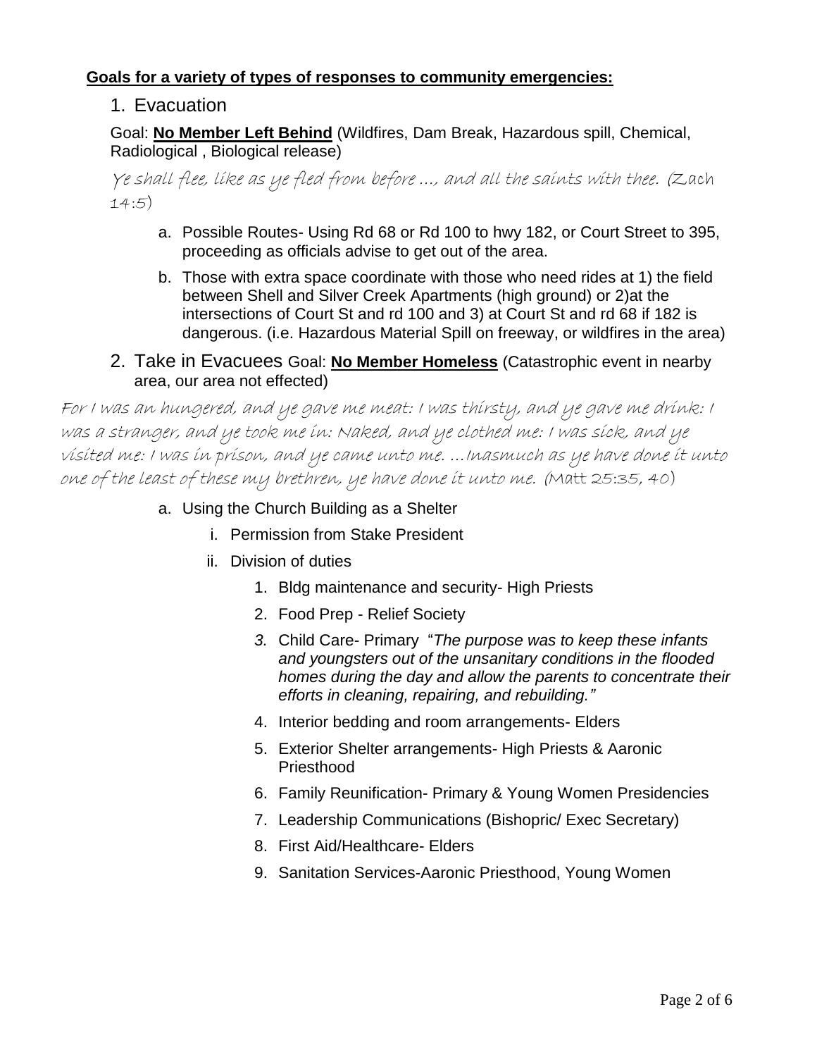**Goals for a variety of types of responses to community emergencies:**

1. Evacuation

Goal: **No Member Left Behind** (Wildfires, Dam Break, Hazardous spill, Chemical, Radiological , Biological release)

*Ye shall flee, like as ye fled from before ..., and all the saints with thee.* (Zach 14:5)

   a. Possible Routes- Using Rd 68 or Rd 100 to hwy 182, or Court Street to 395, proceeding as officials advise to get out of the area.

   b. Those with extra space coordinate with those who need rides at 1) the field between Shell and Silver Creek Apartments (high ground) or 2)at the intersections of Court St and rd 100 and 3) at Court St and rd 68 if 182 is dangerous. (i.e. Hazardous Material Spill on freeway, or wildfires in the area)

2. Take in Evacuees Goal: **No Member Homeless** (Catastrophic event in nearby area, our area not effected)

*For I was an hungered, and ye gave me meat: I was thirsty, and ye gave me drink: I was a stranger, and ye took me in: Naked, and ye clothed me: I was sick, and ye visited me: I was in prison, and ye came unto me. ...Inasmuch as ye have done it unto one of the least of these my brethren, ye have done it unto me.* (Matt 25:35, 40)

   a. Using the Church Building as a Shelter
      i. Permission from Stake President
      ii. Division of duties
         1. Bldg maintenance and security- High Priests
         2. Food Prep - Relief Society
         3. Child Care- Primary "*The purpose was to keep these infants and youngsters out of the unsanitary conditions in the flooded homes during the day and allow the parents to concentrate their efforts in cleaning, repairing, and rebuilding.*"
         4. Interior bedding and room arrangements- Elders
         5. Exterior Shelter arrangements- High Priests & Aaronic Priesthood
         6. Family Reunification- Primary & Young Women Presidencies
         7. Leadership Communications (Bishopric/ Exec Secretary)
         8. First Aid/Healthcare- Elders
         9. Sanitation Services-Aaronic Priesthood, Young Women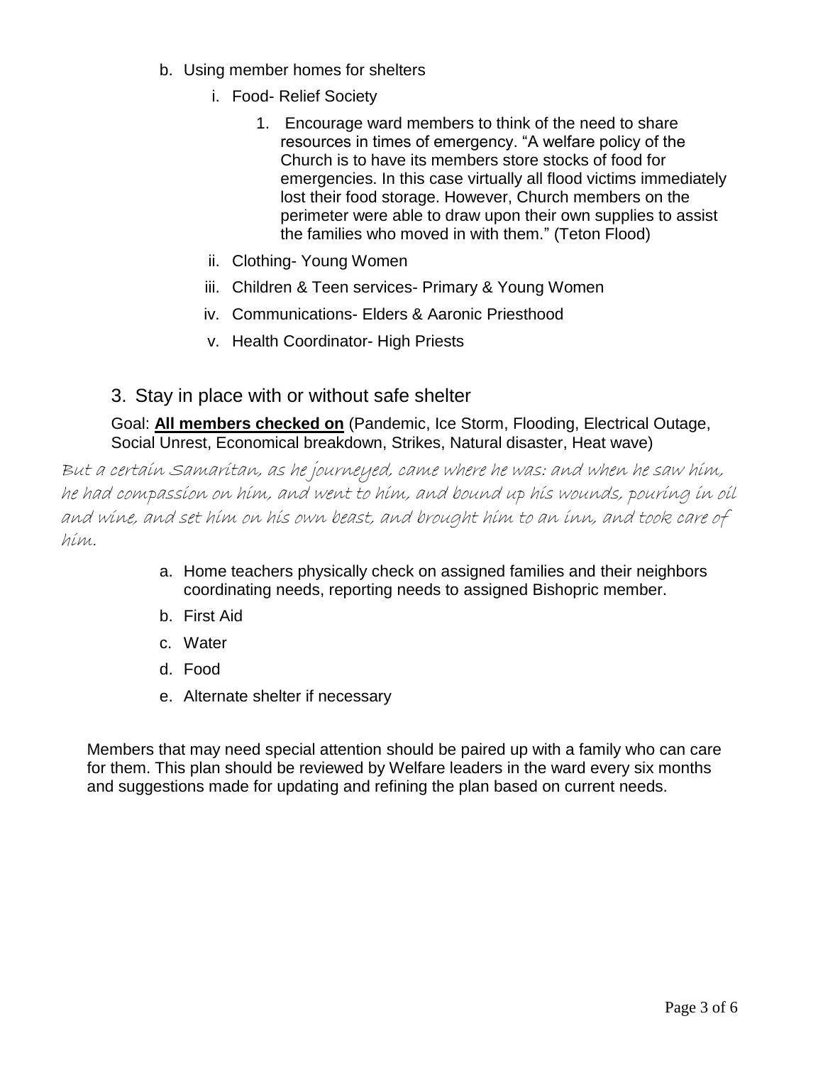b. Using member homes for shelters

   i. Food- Relief Society

      1. Encourage ward members to think of the need to share resources in times of emergency. "A welfare policy of the Church is to have its members store stocks of food for emergencies. In this case virtually all flood victims immediately lost their food storage. However, Church members on the perimeter were able to draw upon their own supplies to assist the families who moved in with them." (Teton Flood)

   ii. Clothing- Young Women

   iii. Children & Teen services- Primary & Young Women

   iv. Communications- Elders & Aaronic Priesthood

   v. Health Coordinator- High Priests

## 3. Stay in place with or without safe shelter

Goal: **<u>All members checked on</u>** (Pandemic, Ice Storm, Flooding, Electrical Outage, Social Unrest, Economical breakdown, Strikes, Natural disaster, Heat wave)

*But a certain Samaritan, as he journeyed, came where he was: and when he saw him, he had compassion on him, and went to him, and bound up his wounds, pouring in oil and wine, and set him on his own beast, and brought him to an inn, and took care of him.*

a. Home teachers physically check on assigned families and their neighbors coordinating needs, reporting needs to assigned Bishopric member.

b. First Aid

c. Water

d. Food

e. Alternate shelter if necessary

Members that may need special attention should be paired up with a family who can care for them. This plan should be reviewed by Welfare leaders in the ward every six months and suggestions made for updating and refining the plan based on current needs.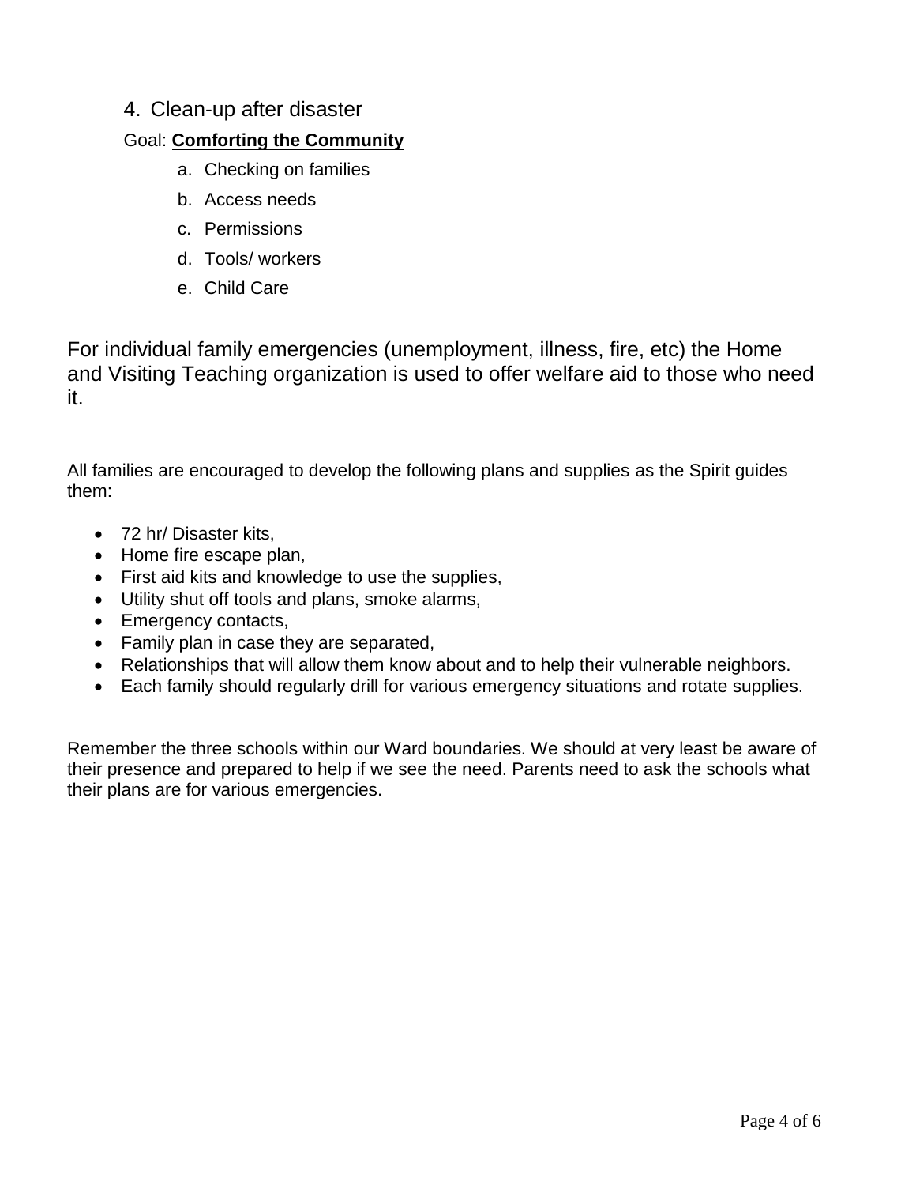4. Clean-up after disaster

Goal: **Comforting the Community**

   a. Checking on families
   b. Access needs
   c. Permissions
   d. Tools/ workers
   e. Child Care

For individual family emergencies (unemployment, illness, fire, etc) the Home and Visiting Teaching organization is used to offer welfare aid to those who need it.

All families are encouraged to develop the following plans and supplies as the Spirit guides them:

- 72 hr/ Disaster kits,
- Home fire escape plan,
- First aid kits and knowledge to use the supplies,
- Utility shut off tools and plans, smoke alarms,
- Emergency contacts,
- Family plan in case they are separated,
- Relationships that will allow them know about and to help their vulnerable neighbors.
- Each family should regularly drill for various emergency situations and rotate supplies.

Remember the three schools within our Ward boundaries. We should at very least be aware of their presence and prepared to help if we see the need. Parents need to ask the schools what their plans are for various emergencies.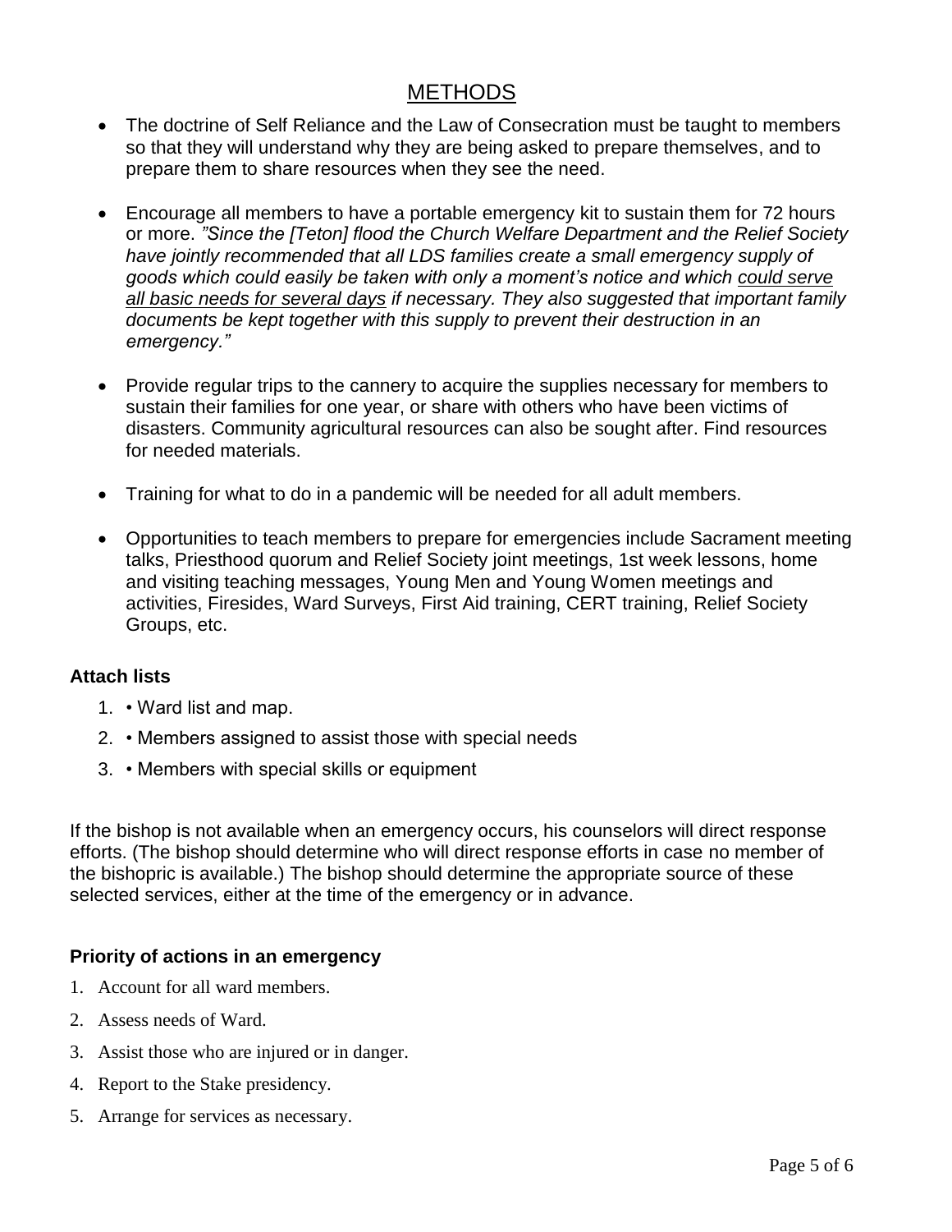## METHODS

- The doctrine of Self Reliance and the Law of Consecration must be taught to members so that they will understand why they are being asked to prepare themselves, and to prepare them to share resources when they see the need.
- Encourage all members to have a portable emergency kit to sustain them for 72 hours or more. *"Since the [Teton] flood the Church Welfare Department and the Relief Society have jointly recommended that all LDS families create a small emergency supply of goods which could easily be taken with only a moment's notice and which <u>could serve all basic needs for several days</u> if necessary. They also suggested that important family documents be kept together with this supply to prevent their destruction in an emergency."*
- Provide regular trips to the cannery to acquire the supplies necessary for members to sustain their families for one year, or share with others who have been victims of disasters. Community agricultural resources can also be sought after. Find resources for needed materials.
- Training for what to do in a pandemic will be needed for all adult members.
- Opportunities to teach members to prepare for emergencies include Sacrament meeting talks, Priesthood quorum and Relief Society joint meetings, 1st week lessons, home and visiting teaching messages, Young Men and Young Women meetings and activities, Firesides, Ward Surveys, First Aid training, CERT training, Relief Society Groups, etc.

### Attach lists

1. • Ward list and map.
2. • Members assigned to assist those with special needs
3. • Members with special skills or equipment

If the bishop is not available when an emergency occurs, his counselors will direct response efforts. (The bishop should determine who will direct response efforts in case no member of the bishopric is available.) The bishop should determine the appropriate source of these selected services, either at the time of the emergency or in advance.

### Priority of actions in an emergency

1. Account for all ward members.
2. Assess needs of Ward.
3. Assist those who are injured or in danger.
4. Report to the Stake presidency.
5. Arrange for services as necessary.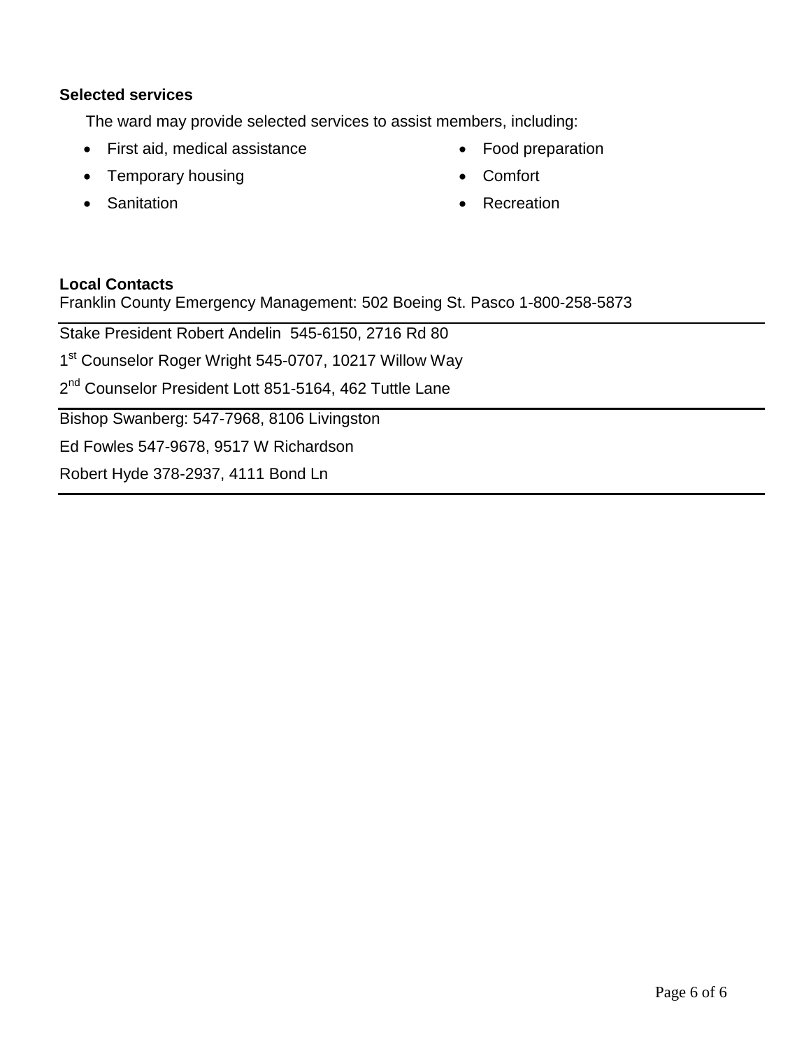**Selected services**

The ward may provide selected services to assist members, including:

- First aid, medical assistance
- Temporary housing
- Sanitation
- Food preparation
- Comfort
- Recreation

**Local Contacts**

Franklin County Emergency Management: 502 Boeing St. Pasco 1-800-258-5873

---

Stake President Robert Andelin 545-6150, 2716 Rd 80

1st Counselor Roger Wright 545-0707, 10217 Willow Way

2nd Counselor President Lott 851-5164, 462 Tuttle Lane

---

Bishop Swanberg: 547-7968, 8106 Livingston

Ed Fowles 547-9678, 9517 W Richardson

Robert Hyde 378-2937, 4111 Bond Ln

---